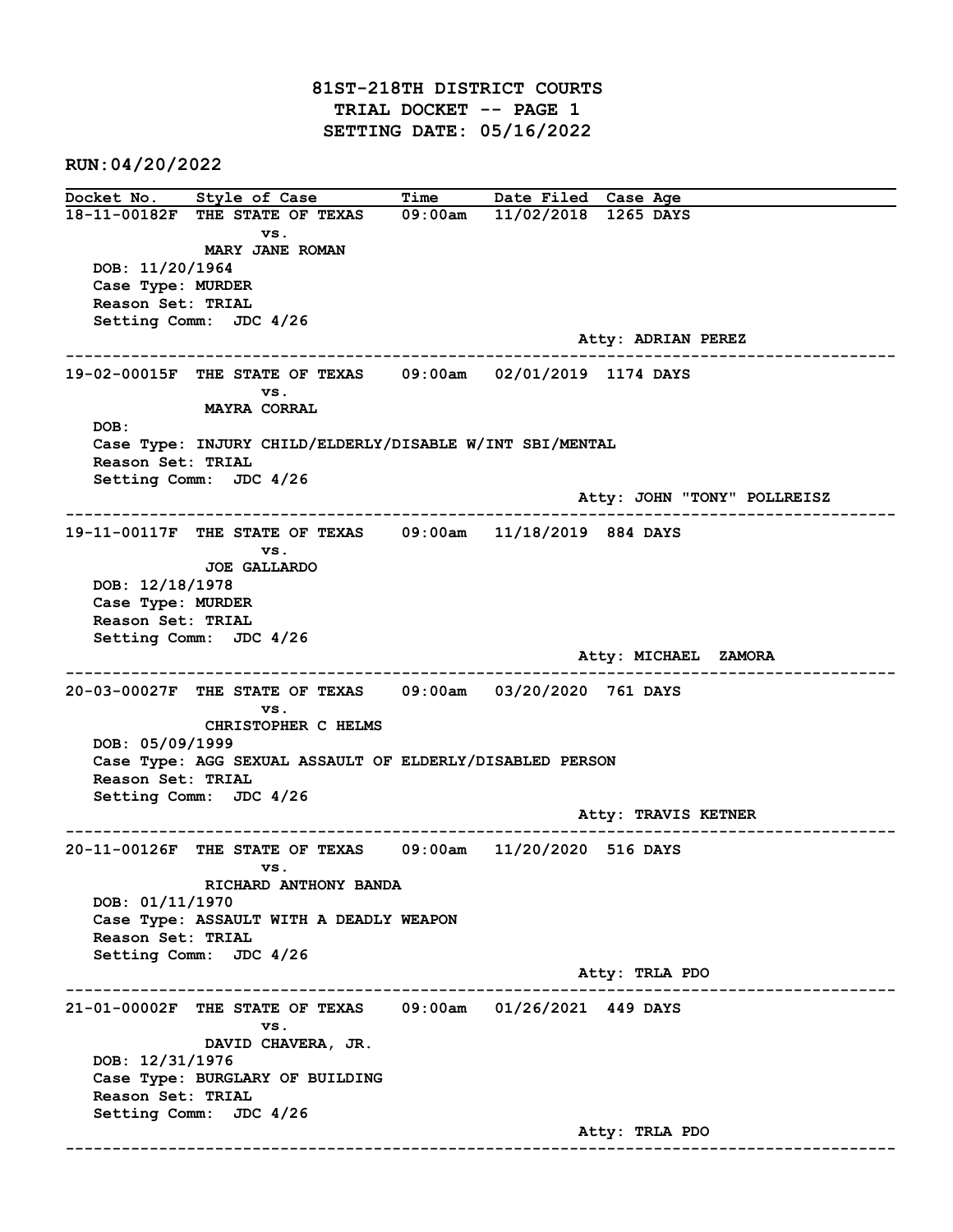# 81ST-218TH DISTRICT COURTS
## TRIAL DOCKET -- PAGE 1
## SETTING DATE: 05/16/2022

**RUN:04/20/2022**

| Docket No. | Style of Case | Time | Date Filed | Case Age |
|---|---|---|---|---|
| 18-11-00182F | THE STATE OF TEXAS vs. MARY JANE ROMAN | 09:00am | 11/02/2018 | 1265 DAYS |

DOB: 11/20/1964
Case Type: MURDER
Reason Set: TRIAL
Setting Comm: JDC 4/26
Atty: ADRIAN PEREZ

---

| Docket No. | Style of Case | Time | Date Filed | Case Age |
|---|---|---|---|---|
| 19-02-00015F | THE STATE OF TEXAS vs. MAYRA CORRAL | 09:00am | 02/01/2019 | 1174 DAYS |

DOB:
Case Type: INJURY CHILD/ELDERLY/DISABLE W/INT SBI/MENTAL
Reason Set: TRIAL
Setting Comm: JDC 4/26
Atty: JOHN "TONY" POLLREISZ

---

| Docket No. | Style of Case | Time | Date Filed | Case Age |
|---|---|---|---|---|
| 19-11-00117F | THE STATE OF TEXAS vs. JOE GALLARDO | 09:00am | 11/18/2019 | 884 DAYS |

DOB: 12/18/1978
Case Type: MURDER
Reason Set: TRIAL
Setting Comm: JDC 4/26
Atty: MICHAEL ZAMORA

---

| Docket No. | Style of Case | Time | Date Filed | Case Age |
|---|---|---|---|---|
| 20-03-00027F | THE STATE OF TEXAS vs. CHRISTOPHER C HELMS | 09:00am | 03/20/2020 | 761 DAYS |

DOB: 05/09/1999
Case Type: AGG SEXUAL ASSAULT OF ELDERLY/DISABLED PERSON
Reason Set: TRIAL
Setting Comm: JDC 4/26
Atty: TRAVIS KETNER

---

| Docket No. | Style of Case | Time | Date Filed | Case Age |
|---|---|---|---|---|
| 20-11-00126F | THE STATE OF TEXAS vs. RICHARD ANTHONY BANDA | 09:00am | 11/20/2020 | 516 DAYS |

DOB: 01/11/1970
Case Type: ASSAULT WITH A DEADLY WEAPON
Reason Set: TRIAL
Setting Comm: JDC 4/26
Atty: TRLA PDO

---

| Docket No. | Style of Case | Time | Date Filed | Case Age |
|---|---|---|---|---|
| 21-01-00002F | THE STATE OF TEXAS vs. DAVID CHAVERA, JR. | 09:00am | 01/26/2021 | 449 DAYS |

DOB: 12/31/1976
Case Type: BURGLARY OF BUILDING
Reason Set: TRIAL
Setting Comm: JDC 4/26
Atty: TRLA PDO

---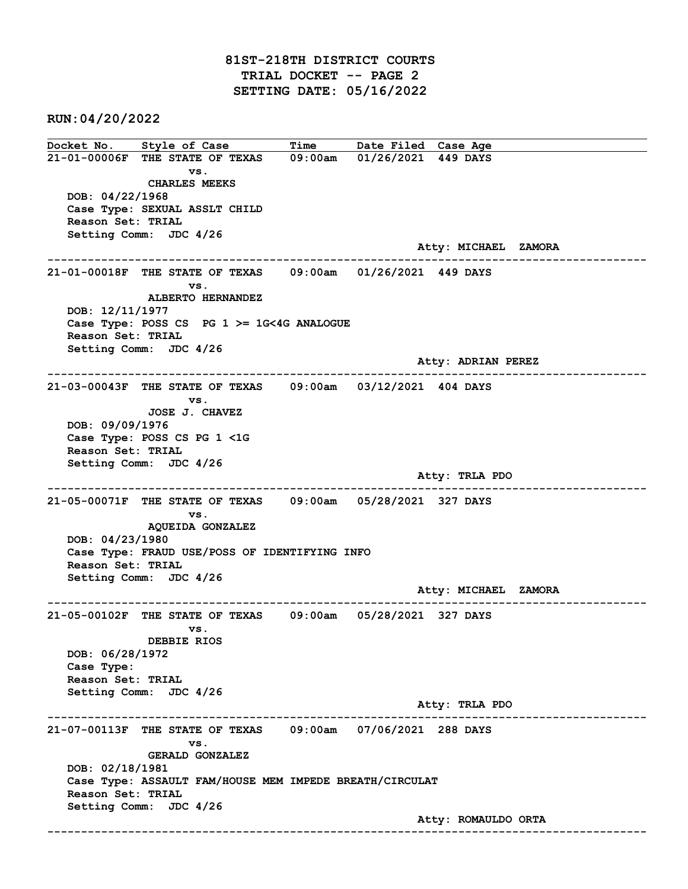# 81ST-218TH DISTRICT COURTS
## TRIAL DOCKET -- PAGE 2
## SETTING DATE: 05/16/2022

**RUN:04/20/2022**

| Docket No. | Style of Case | Time | Date Filed | Case Age |
|---|---|---|---|---|

---

**21-01-00006F** THE STATE OF TEXAS vs. CHARLES MEEKS — 09:00am — 01/26/2021 — 449 DAYS

DOB: 04/22/1968
Case Type: SEXUAL ASSLT CHILD
Reason Set: TRIAL
Setting Comm: JDC 4/26

Atty: MICHAEL ZAMORA

---

**21-01-00018F** THE STATE OF TEXAS vs. ALBERTO HERNANDEZ — 09:00am — 01/26/2021 — 449 DAYS

DOB: 12/11/1977
Case Type: POSS CS PG 1 >= 1G<4G ANALOGUE
Reason Set: TRIAL
Setting Comm: JDC 4/26

Atty: ADRIAN PEREZ

---

**21-03-00043F** THE STATE OF TEXAS vs. JOSE J. CHAVEZ — 09:00am — 03/12/2021 — 404 DAYS

DOB: 09/09/1976
Case Type: POSS CS PG 1 <1G
Reason Set: TRIAL
Setting Comm: JDC 4/26

Atty: TRLA PDO

---

**21-05-00071F** THE STATE OF TEXAS vs. AQUEIDA GONZALEZ — 09:00am — 05/28/2021 — 327 DAYS

DOB: 04/23/1980
Case Type: FRAUD USE/POSS OF IDENTIFYING INFO
Reason Set: TRIAL
Setting Comm: JDC 4/26

Atty: MICHAEL ZAMORA

---

**21-05-00102F** THE STATE OF TEXAS vs. DEBBIE RIOS — 09:00am — 05/28/2021 — 327 DAYS

DOB: 06/28/1972
Case Type:
Reason Set: TRIAL
Setting Comm: JDC 4/26

Atty: TRLA PDO

---

**21-07-00113F** THE STATE OF TEXAS vs. GERALD GONZALEZ — 09:00am — 07/06/2021 — 288 DAYS

DOB: 02/18/1981
Case Type: ASSAULT FAM/HOUSE MEM IMPEDE BREATH/CIRCULAT
Reason Set: TRIAL
Setting Comm: JDC 4/26

Atty: ROMAULDO ORTA

---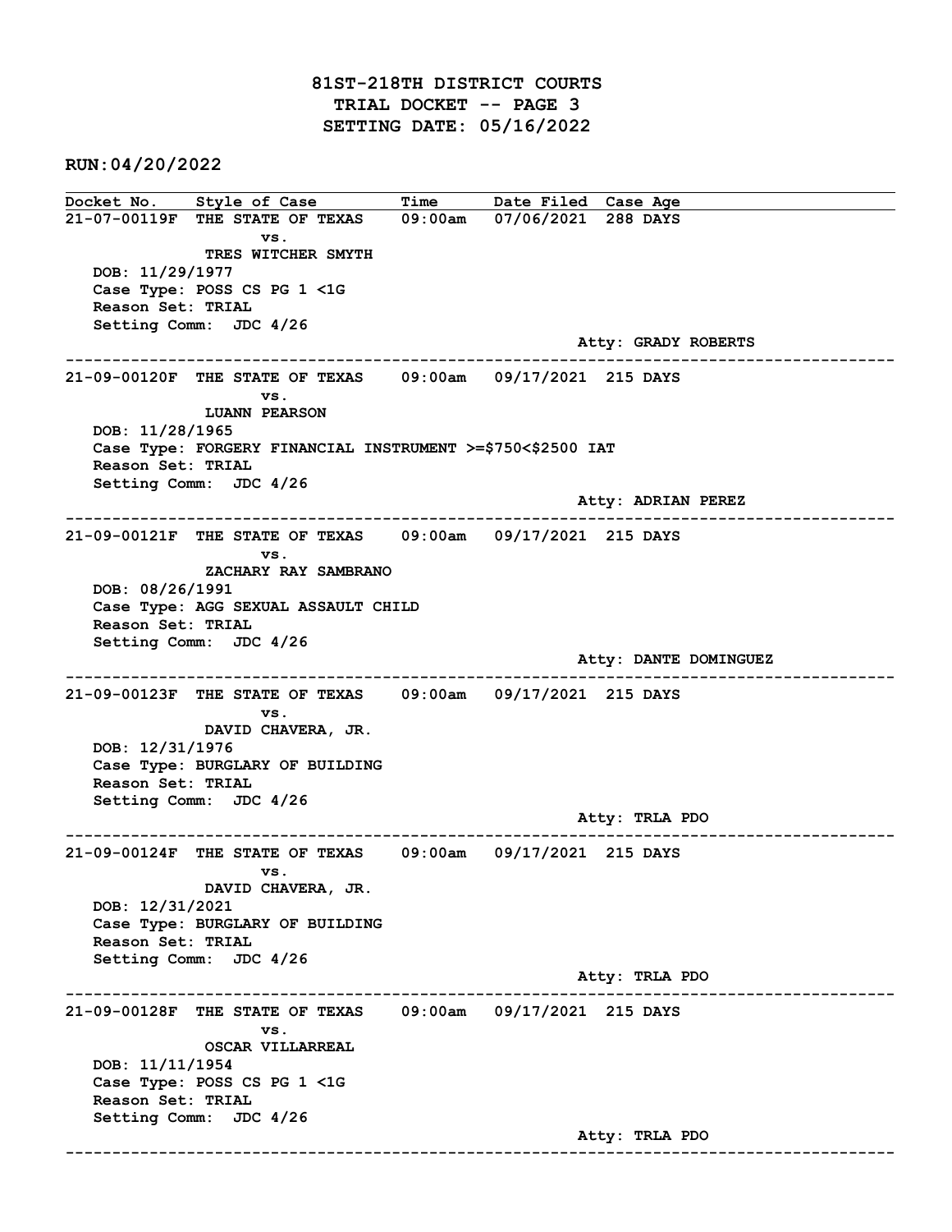# 81ST-218TH DISTRICT COURTS
## TRIAL DOCKET -- PAGE 3
## SETTING DATE: 05/16/2022

**RUN:04/20/2022**

| Docket No. | Style of Case | Time | Date Filed | Case Age |
|---|---|---|---|---|

**21-07-00119F** THE STATE OF TEXAS vs. TRES WITCHER SMYTH — 09:00am — 07/06/2021 — 288 DAYS
DOB: 11/29/1977
Case Type: POSS CS PG 1 <1G
Reason Set: TRIAL
Setting Comm: JDC 4/26
Atty: GRADY ROBERTS

---

**21-09-00120F** THE STATE OF TEXAS vs. LUANN PEARSON — 09:00am — 09/17/2021 — 215 DAYS
DOB: 11/28/1965
Case Type: FORGERY FINANCIAL INSTRUMENT >=$750<$2500 IAT
Reason Set: TRIAL
Setting Comm: JDC 4/26
Atty: ADRIAN PEREZ

---

**21-09-00121F** THE STATE OF TEXAS vs. ZACHARY RAY SAMBRANO — 09:00am — 09/17/2021 — 215 DAYS
DOB: 08/26/1991
Case Type: AGG SEXUAL ASSAULT CHILD
Reason Set: TRIAL
Setting Comm: JDC 4/26
Atty: DANTE DOMINGUEZ

---

**21-09-00123F** THE STATE OF TEXAS vs. DAVID CHAVERA, JR. — 09:00am — 09/17/2021 — 215 DAYS
DOB: 12/31/1976
Case Type: BURGLARY OF BUILDING
Reason Set: TRIAL
Setting Comm: JDC 4/26
Atty: TRLA PDO

---

**21-09-00124F** THE STATE OF TEXAS vs. DAVID CHAVERA, JR. — 09:00am — 09/17/2021 — 215 DAYS
DOB: 12/31/2021
Case Type: BURGLARY OF BUILDING
Reason Set: TRIAL
Setting Comm: JDC 4/26
Atty: TRLA PDO

---

**21-09-00128F** THE STATE OF TEXAS vs. OSCAR VILLARREAL — 09:00am — 09/17/2021 — 215 DAYS
DOB: 11/11/1954
Case Type: POSS CS PG 1 <1G
Reason Set: TRIAL
Setting Comm: JDC 4/26
Atty: TRLA PDO

---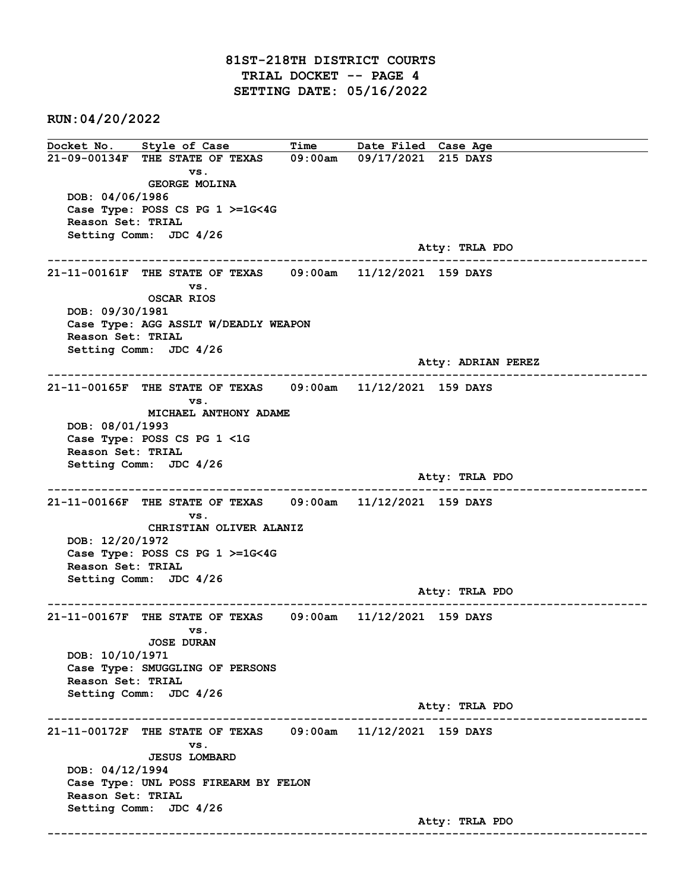# 81ST-218TH DISTRICT COURTS
## TRIAL DOCKET -- PAGE 4
## SETTING DATE: 05/16/2022

**RUN:04/20/2022**

| Docket No. | Style of Case | Time | Date Filed | Case Age |
|---|---|---|---|---|

**21-09-00134F** THE STATE OF TEXAS vs. GEORGE MOLINA — 09:00am — 09/17/2021 — 215 DAYS
DOB: 04/06/1986
Case Type: POSS CS PG 1 >=1G<4G
Reason Set: TRIAL
Setting Comm: JDC 4/26
Atty: TRLA PDO

---

**21-11-00161F** THE STATE OF TEXAS vs. OSCAR RIOS — 09:00am — 11/12/2021 — 159 DAYS
DOB: 09/30/1981
Case Type: AGG ASSLT W/DEADLY WEAPON
Reason Set: TRIAL
Setting Comm: JDC 4/26
Atty: ADRIAN PEREZ

---

**21-11-00165F** THE STATE OF TEXAS vs. MICHAEL ANTHONY ADAME — 09:00am — 11/12/2021 — 159 DAYS
DOB: 08/01/1993
Case Type: POSS CS PG 1 <1G
Reason Set: TRIAL
Setting Comm: JDC 4/26
Atty: TRLA PDO

---

**21-11-00166F** THE STATE OF TEXAS vs. CHRISTIAN OLIVER ALANIZ — 09:00am — 11/12/2021 — 159 DAYS
DOB: 12/20/1972
Case Type: POSS CS PG 1 >=1G<4G
Reason Set: TRIAL
Setting Comm: JDC 4/26
Atty: TRLA PDO

---

**21-11-00167F** THE STATE OF TEXAS vs. JOSE DURAN — 09:00am — 11/12/2021 — 159 DAYS
DOB: 10/10/1971
Case Type: SMUGGLING OF PERSONS
Reason Set: TRIAL
Setting Comm: JDC 4/26
Atty: TRLA PDO

---

**21-11-00172F** THE STATE OF TEXAS vs. JESUS LOMBARD — 09:00am — 11/12/2021 — 159 DAYS
DOB: 04/12/1994
Case Type: UNL POSS FIREARM BY FELON
Reason Set: TRIAL
Setting Comm: JDC 4/26
Atty: TRLA PDO

---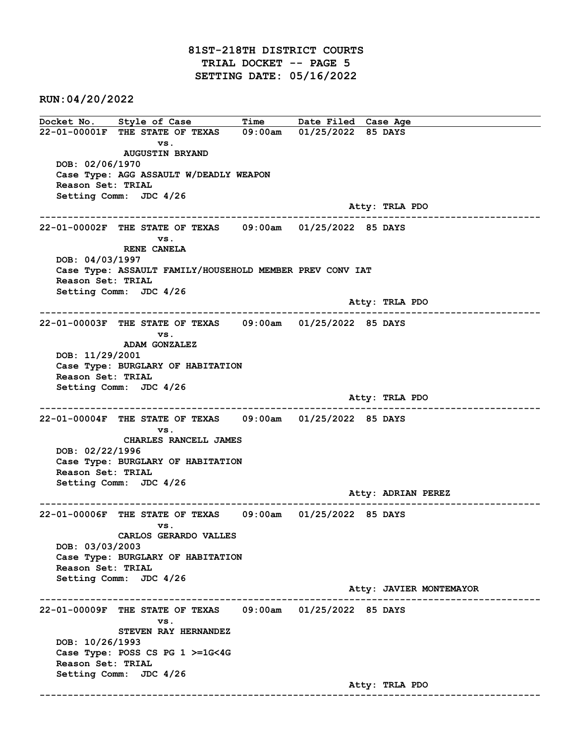# 81ST-218TH DISTRICT COURTS
## TRIAL DOCKET -- PAGE 5
## SETTING DATE: 05/16/2022

**RUN:04/20/2022**

| Docket No. | Style of Case | Time | Date Filed | Case Age |
|---|---|---|---|---|

**22-01-00001F** THE STATE OF TEXAS vs. AUGUSTIN BRYAND — 09:00am — 01/25/2022 — 85 DAYS
DOB: 02/06/1970
Case Type: AGG ASSAULT W/DEADLY WEAPON
Reason Set: TRIAL
Setting Comm: JDC 4/26
Atty: TRLA PDO

---

**22-01-00002F** THE STATE OF TEXAS vs. RENE CANELA — 09:00am — 01/25/2022 — 85 DAYS
DOB: 04/03/1997
Case Type: ASSAULT FAMILY/HOUSEHOLD MEMBER PREV CONV IAT
Reason Set: TRIAL
Setting Comm: JDC 4/26
Atty: TRLA PDO

---

**22-01-00003F** THE STATE OF TEXAS vs. ADAM GONZALEZ — 09:00am — 01/25/2022 — 85 DAYS
DOB: 11/29/2001
Case Type: BURGLARY OF HABITATION
Reason Set: TRIAL
Setting Comm: JDC 4/26
Atty: TRLA PDO

---

**22-01-00004F** THE STATE OF TEXAS vs. CHARLES RANCELL JAMES — 09:00am — 01/25/2022 — 85 DAYS
DOB: 02/22/1996
Case Type: BURGLARY OF HABITATION
Reason Set: TRIAL
Setting Comm: JDC 4/26
Atty: ADRIAN PEREZ

---

**22-01-00006F** THE STATE OF TEXAS vs. CARLOS GERARDO VALLES — 09:00am — 01/25/2022 — 85 DAYS
DOB: 03/03/2003
Case Type: BURGLARY OF HABITATION
Reason Set: TRIAL
Setting Comm: JDC 4/26
Atty: JAVIER MONTEMAYOR

---

**22-01-00009F** THE STATE OF TEXAS vs. STEVEN RAY HERNANDEZ — 09:00am — 01/25/2022 — 85 DAYS
DOB: 10/26/1993
Case Type: POSS CS PG 1 >=1G<4G
Reason Set: TRIAL
Setting Comm: JDC 4/26
Atty: TRLA PDO

---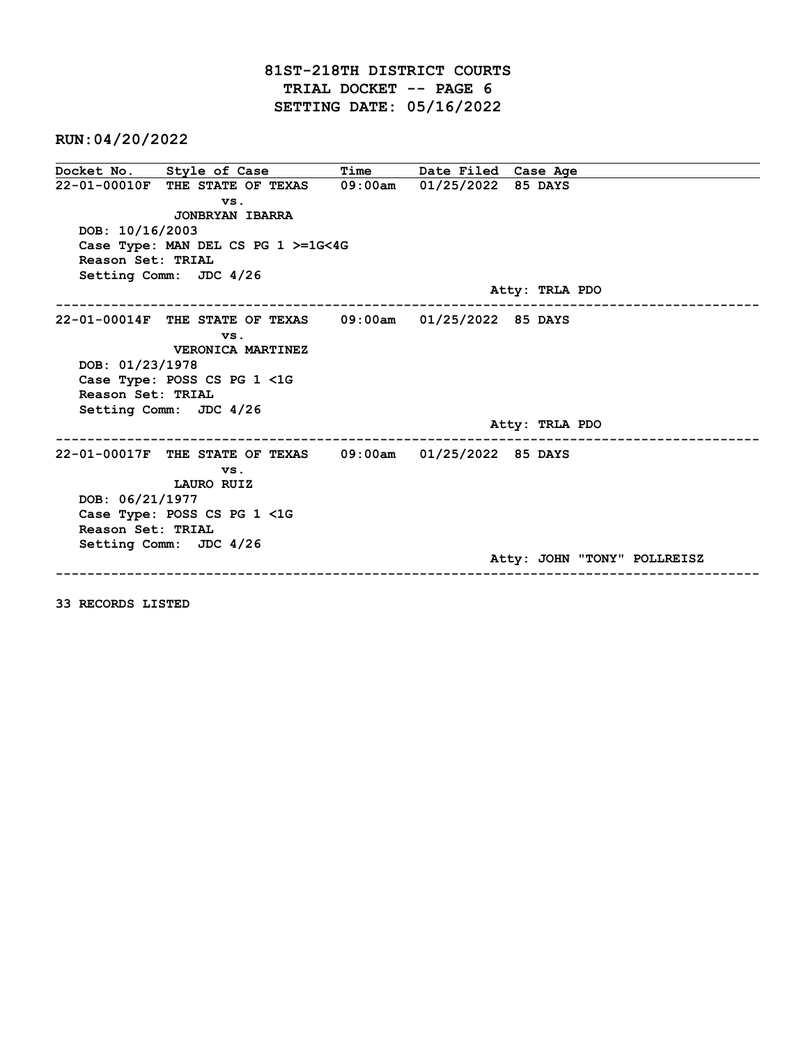# 81ST-218TH DISTRICT COURTS
## TRIAL DOCKET -- PAGE 6
## SETTING DATE: 05/16/2022

**RUN:04/20/2022**

| Docket No. | Style of Case | Time | Date Filed | Case Age |
|---|---|---|---|---|
| 22-01-00010F | THE STATE OF TEXAS vs. JONBRYAN IBARRA | 09:00am | 01/25/2022 | 85 DAYS |

DOB: 10/16/2003
Case Type: MAN DEL CS PG 1 >=1G<4G
Reason Set: TRIAL
Setting Comm: JDC 4/26
Atty: TRLA PDO

---

| Docket No. | Style of Case | Time | Date Filed | Case Age |
|---|---|---|---|---|
| 22-01-00014F | THE STATE OF TEXAS vs. VERONICA MARTINEZ | 09:00am | 01/25/2022 | 85 DAYS |

DOB: 01/23/1978
Case Type: POSS CS PG 1 <1G
Reason Set: TRIAL
Setting Comm: JDC 4/26
Atty: TRLA PDO

---

| Docket No. | Style of Case | Time | Date Filed | Case Age |
|---|---|---|---|---|
| 22-01-00017F | THE STATE OF TEXAS vs. LAURO RUIZ | 09:00am | 01/25/2022 | 85 DAYS |

DOB: 06/21/1977
Case Type: POSS CS PG 1 <1G
Reason Set: TRIAL
Setting Comm: JDC 4/26
Atty: JOHN "TONY" POLLREISZ

---

33 RECORDS LISTED